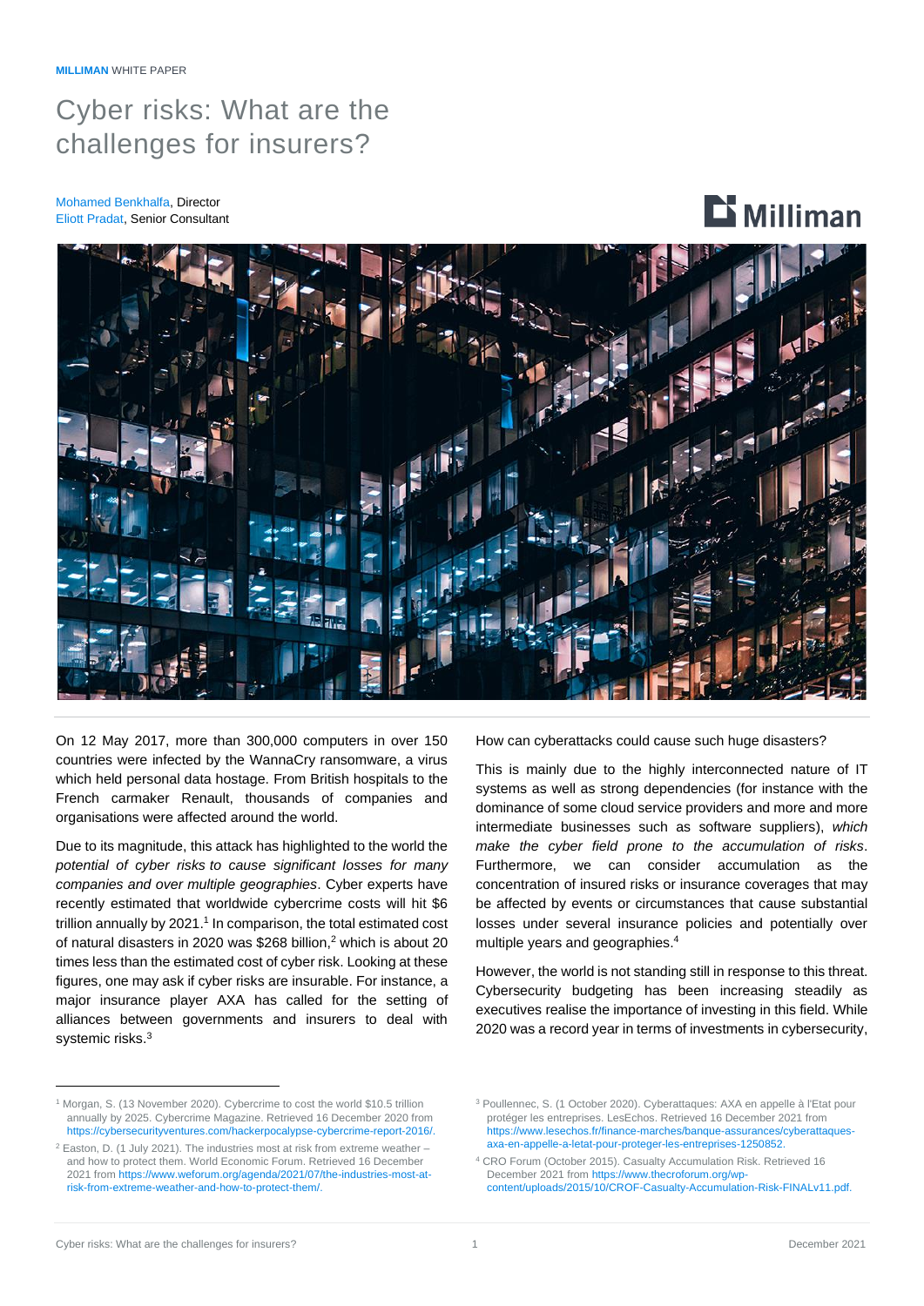MILLIMAN WHITE PAPER

# Cyber risks: What are the challenges for insurers?

Mohamed Benkhalfa, Director
Eliott Pradat, Senior Consultant

On 12 May 2017, more than 300,000 computers in over 150 countries were infected by the WannaCry ransomware, a virus which held personal data hostage. From British hospitals to the French carmaker Renault, thousands of companies and organisations were affected around the world.

Due to its magnitude, this attack has highlighted to the world the *potential of cyber risks to cause significant losses for many companies and over multiple geographies*. Cyber experts have recently estimated that worldwide cybercrime costs will hit $6 trillion annually by 2021.[1] In comparison, the total estimated cost of natural disasters in 2020 was $268 billion,[2] which is about 20 times less than the estimated cost of cyber risk. Looking at these figures, one may ask if cyber risks are insurable. For instance, a major insurance player AXA has called for the setting of alliances between governments and insurers to deal with systemic risks.[3]

How can cyberattacks could cause such huge disasters?

This is mainly due to the highly interconnected nature of IT systems as well as strong dependencies (for instance with the dominance of some cloud service providers and more and more intermediate businesses such as software suppliers), *which make the cyber field prone to the accumulation of risks*. Furthermore, we can consider accumulation as the concentration of insured risks or insurance coverages that may be affected by events or circumstances that cause substantial losses under several insurance policies and potentially over multiple years and geographies.[4]

However, the world is not standing still in response to this threat. Cybersecurity budgeting has been increasing steadily as executives realise the importance of investing in this field. While 2020 was a record year in terms of investments in cybersecurity,

---

[1] Morgan, S. (13 November 2020). Cybercrime to cost the world $10.5 trillion annually by 2025. Cybercrime Magazine. Retrieved 16 December 2020 from https://cybersecurityventures.com/hackerpocalypse-cybercrime-report-2016/.

[2] Easton, D. (1 July 2021). The industries most at risk from extreme weather – and how to protect them. World Economic Forum. Retrieved 16 December 2021 from https://www.weforum.org/agenda/2021/07/the-industries-most-at-risk-from-extreme-weather-and-how-to-protect-them/.

[3] Poullennec, S. (1 October 2020). Cyberattaques: AXA en appelle à l'Etat pour protéger les entreprises. LesEchos. Retrieved 16 December 2021 from https://www.lesechos.fr/finance-marches/banque-assurances/cyberattaques-axa-en-appelle-a-letat-pour-proteger-les-entreprises-1250852.

[4] CRO Forum (October 2015). Casualty Accumulation Risk. Retrieved 16 December 2021 from https://www.thecroforum.org/wp-content/uploads/2015/10/CROF-Casualty-Accumulation-Risk-FINALv11.pdf.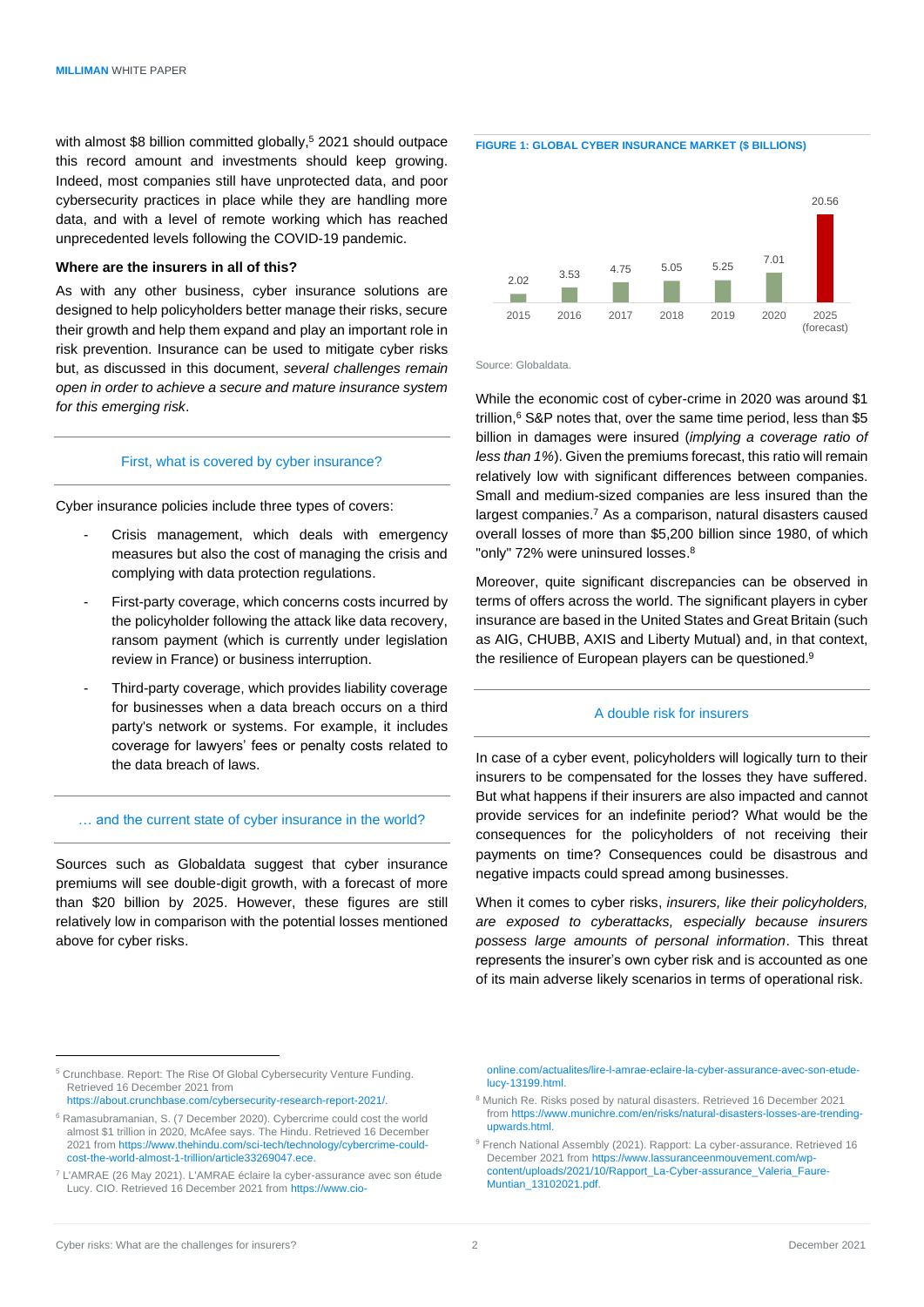with almost $8 billion committed globally,[5] 2021 should outpace this record amount and investments should keep growing. Indeed, most companies still have unprotected data, and poor cybersecurity practices in place while they are handling more data, and with a level of remote working which has reached unprecedented levels following the COVID-19 pandemic.

**Where are the insurers in all of this?**

As with any other business, cyber insurance solutions are designed to help policyholders better manage their risks, secure their growth and help them expand and play an important role in risk prevention. Insurance can be used to mitigate cyber risks but, as discussed in this document, *several challenges remain open in order to achieve a secure and mature insurance system for this emerging risk*.

## First, what is covered by cyber insurance?

Cyber insurance policies include three types of covers:

- Crisis management, which deals with emergency measures but also the cost of managing the crisis and complying with data protection regulations.
- First-party coverage, which concerns costs incurred by the policyholder following the attack like data recovery, ransom payment (which is currently under legislation review in France) or business interruption.
- Third-party coverage, which provides liability coverage for businesses when a data breach occurs on a third party's network or systems. For example, it includes coverage for lawyers' fees or penalty costs related to the data breach of laws.

## … and the current state of cyber insurance in the world?

Sources such as Globaldata suggest that cyber insurance premiums will see double-digit growth, with a forecast of more than $20 billion by 2025. However, these figures are still relatively low in comparison with the potential losses mentioned above for cyber risks.

**FIGURE 1: GLOBAL CYBER INSURANCE MARKET ($ BILLIONS)**

| Year | $ billions |
|---|---|
| 2015 | 2.02 |
| 2016 | 3.53 |
| 2017 | 4.75 |
| 2018 | 5.05 |
| 2019 | 5.25 |
| 2020 | 7.01 |
| 2025 (forecast) | 20.56 |

Source: Globaldata.

While the economic cost of cyber-crime in 2020 was around $1 trillion,[6] S&P notes that, over the same time period, less than $5 billion in damages were insured (*implying a coverage ratio of less than 1%*). Given the premiums forecast, this ratio will remain relatively low with significant differences between companies. Small and medium-sized companies are less insured than the largest companies.[7] As a comparison, natural disasters caused overall losses of more than $5,200 billion since 1980, of which "only" 72% were uninsured losses.[8]

Moreover, quite significant discrepancies can be observed in terms of offers across the world. The significant players in cyber insurance are based in the United States and Great Britain (such as AIG, CHUBB, AXIS and Liberty Mutual) and, in that context, the resilience of European players can be questioned.[9]

## A double risk for insurers

In case of a cyber event, policyholders will logically turn to their insurers to be compensated for the losses they have suffered. But what happens if their insurers are also impacted and cannot provide services for an indefinite period? What would be the consequences for the policyholders of not receiving their payments on time? Consequences could be disastrous and negative impacts could spread among businesses.

When it comes to cyber risks, *insurers, like their policyholders, are exposed to cyberattacks, especially because insurers possess large amounts of personal information*. This threat represents the insurer's own cyber risk and is accounted as one of its main adverse likely scenarios in terms of operational risk.

---

[5] Crunchbase. Report: The Rise Of Global Cybersecurity Venture Funding. Retrieved 16 December 2021 from https://about.crunchbase.com/cybersecurity-research-report-2021/.

[6] Ramasubramanian, S. (7 December 2020). Cybercrime could cost the world almost $1 trillion in 2020, McAfee says. The Hindu. Retrieved 16 December 2021 from https://www.thehindu.com/sci-tech/technology/cybercrime-could-cost-the-world-almost-1-trillion/article33269047.ece.

[7] L'AMRAE (26 May 2021). L'AMRAE éclaire la cyber-assurance avec son étude Lucy. CIO. Retrieved 16 December 2021 from https://www.cio-online.com/actualites/lire-l-amrae-eclaire-la-cyber-assurance-avec-son-etude-lucy-13199.html.

[8] Munich Re. Risks posed by natural disasters. Retrieved 16 December 2021 from https://www.munichre.com/en/risks/natural-disasters-losses-are-trending-upwards.html.

[9] French National Assembly (2021). Rapport: La cyber-assurance. Retrieved 16 December 2021 from https://www.lassuranceenmouvement.com/wp-content/uploads/2021/10/Rapport_La-Cyber-assurance_Valeria_Faure-Muntian_13102021.pdf.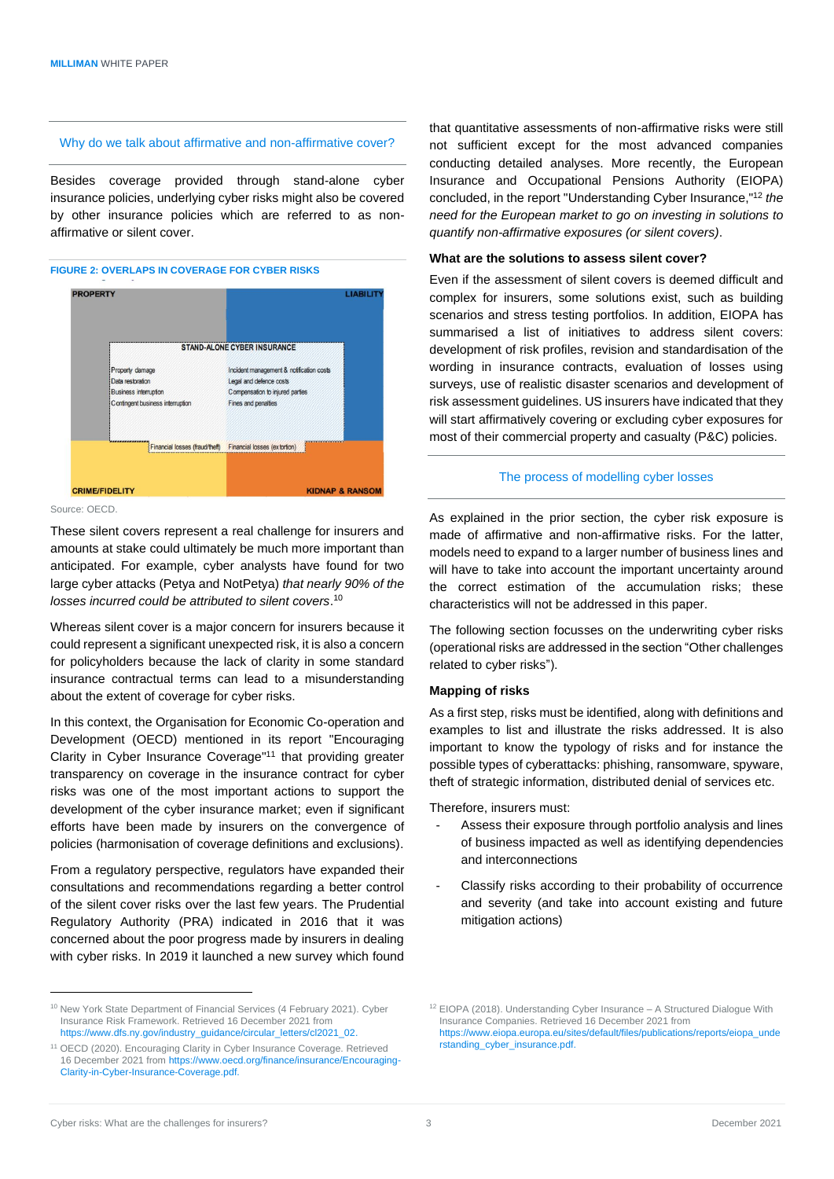## Why do we talk about affirmative and non-affirmative cover?

Besides coverage provided through stand-alone cyber insurance policies, underlying cyber risks might also be covered by other insurance policies which are referred to as non-affirmative or silent cover.

**FIGURE 2: OVERLAPS IN COVERAGE FOR CYBER RISKS**

PROPERTY | LIABILITY

STAND-ALONE CYBER INSURANCE

Property damage
Data restoration
Business interruption
Contingent business interruption

Incident management & notification costs
Legal and defence costs
Compensation to injured parties
Fines and penalties

Financial losses (fraud/theft) | Financial losses (extortion)

CRIME/FIDELITY | KIDNAP & RANSOM

Source: OECD.

These silent covers represent a real challenge for insurers and amounts at stake could ultimately be much more important than anticipated. For example, cyber analysts have found for two large cyber attacks (Petya and NotPetya) *that nearly 90% of the losses incurred could be attributed to silent covers*.[10]

Whereas silent cover is a major concern for insurers because it could represent a significant unexpected risk, it is also a concern for policyholders because the lack of clarity in some standard insurance contractual terms can lead to a misunderstanding about the extent of coverage for cyber risks.

In this context, the Organisation for Economic Co-operation and Development (OECD) mentioned in its report "Encouraging Clarity in Cyber Insurance Coverage"[11] that providing greater transparency on coverage in the insurance contract for cyber risks was one of the most important actions to support the development of the cyber insurance market; even if significant efforts have been made by insurers on the convergence of policies (harmonisation of coverage definitions and exclusions).

From a regulatory perspective, regulators have expanded their consultations and recommendations regarding a better control of the silent cover risks over the last few years. The Prudential Regulatory Authority (PRA) indicated in 2016 that it was concerned about the poor progress made by insurers in dealing with cyber risks. In 2019 it launched a new survey which found that quantitative assessments of non-affirmative risks were still not sufficient except for the most advanced companies conducting detailed analyses. More recently, the European Insurance and Occupational Pensions Authority (EIOPA) concluded, in the report "Understanding Cyber Insurance,"[12] *the need for the European market to go on investing in solutions to quantify non-affirmative exposures (or silent covers)*.

### What are the solutions to assess silent cover?

Even if the assessment of silent covers is deemed difficult and complex for insurers, some solutions exist, such as building scenarios and stress testing portfolios. In addition, EIOPA has summarised a list of initiatives to address silent covers: development of risk profiles, revision and standardisation of the wording in insurance contracts, evaluation of losses using surveys, use of realistic disaster scenarios and development of risk assessment guidelines. US insurers have indicated that they will start affirmatively covering or excluding cyber exposures for most of their commercial property and casualty (P&C) policies.

## The process of modelling cyber losses

As explained in the prior section, the cyber risk exposure is made of affirmative and non-affirmative risks. For the latter, models need to expand to a larger number of business lines and will have to take into account the important uncertainty around the correct estimation of the accumulation risks; these characteristics will not be addressed in this paper.

The following section focusses on the underwriting cyber risks (operational risks are addressed in the section "Other challenges related to cyber risks").

### Mapping of risks

As a first step, risks must be identified, along with definitions and examples to list and illustrate the risks addressed. It is also important to know the typology of risks and for instance the possible types of cyberattacks: phishing, ransomware, spyware, theft of strategic information, distributed denial of services etc.

Therefore, insurers must:

- Assess their exposure through portfolio analysis and lines of business impacted as well as identifying dependencies and interconnections
- Classify risks according to their probability of occurrence and severity (and take into account existing and future mitigation actions)

---

[10] New York State Department of Financial Services (4 February 2021). Cyber Insurance Risk Framework. Retrieved 16 December 2021 from https://www.dfs.ny.gov/industry_guidance/circular_letters/cl2021_02.

[11] OECD (2020). Encouraging Clarity in Cyber Insurance Coverage. Retrieved 16 December 2021 from https://www.oecd.org/finance/insurance/Encouraging-Clarity-in-Cyber-Insurance-Coverage.pdf.

[12] EIOPA (2018). Understanding Cyber Insurance – A Structured Dialogue With Insurance Companies. Retrieved 16 December 2021 from https://www.eiopa.europa.eu/sites/default/files/publications/reports/eiopa_understanding_cyber_insurance.pdf.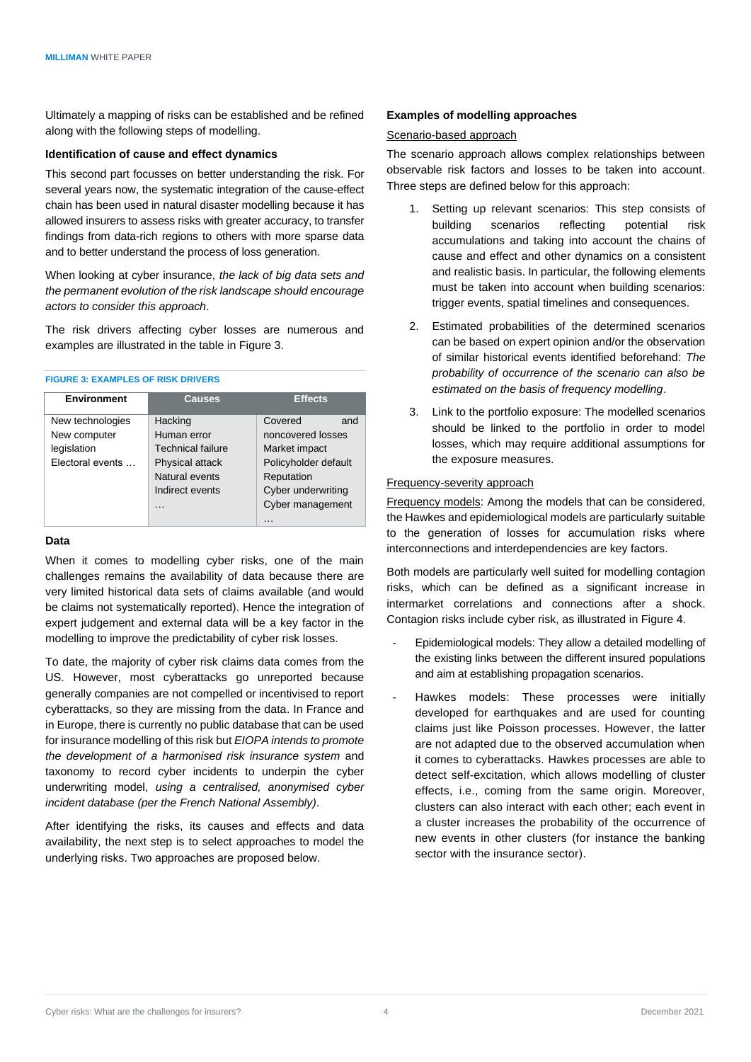Ultimately a mapping of risks can be established and be refined along with the following steps of modelling.

### Identification of cause and effect dynamics

This second part focusses on better understanding the risk. For several years now, the systematic integration of the cause-effect chain has been used in natural disaster modelling because it has allowed insurers to assess risks with greater accuracy, to transfer findings from data-rich regions to others with more sparse data and to better understand the process of loss generation.

When looking at cyber insurance, *the lack of big data sets and the permanent evolution of the risk landscape should encourage actors to consider this approach*.

The risk drivers affecting cyber losses are numerous and examples are illustrated in the table in Figure 3.

**FIGURE 3: EXAMPLES OF RISK DRIVERS**

| Environment | Causes | Effects |
|---|---|---|
| New technologies<br>New computer legislation<br>Electoral events … | Hacking<br>Human error<br>Technical failure<br>Physical attack<br>Natural events<br>Indirect events<br>… | Covered and noncovered losses<br>Market impact<br>Policyholder default<br>Reputation<br>Cyber underwriting<br>Cyber management<br>… |

### Data

When it comes to modelling cyber risks, one of the main challenges remains the availability of data because there are very limited historical data sets of claims available (and would be claims not systematically reported). Hence the integration of expert judgement and external data will be a key factor in the modelling to improve the predictability of cyber risk losses.

To date, the majority of cyber risk claims data comes from the US. However, most cyberattacks go unreported because generally companies are not compelled or incentivised to report cyberattacks, so they are missing from the data. In France and in Europe, there is currently no public database that can be used for insurance modelling of this risk but *EIOPA intends to promote the development of a harmonised risk insurance system* and taxonomy to record cyber incidents to underpin the cyber underwriting model, *using a centralised, anonymised cyber incident database (per the French National Assembly)*.

After identifying the risks, its causes and effects and data availability, the next step is to select approaches to model the underlying risks. Two approaches are proposed below.

### Examples of modelling approaches

<u>Scenario-based approach</u>

The scenario approach allows complex relationships between observable risk factors and losses to be taken into account. Three steps are defined below for this approach:

1. Setting up relevant scenarios: This step consists of building scenarios reflecting potential risk accumulations and taking into account the chains of cause and effect and other dynamics on a consistent and realistic basis. In particular, the following elements must be taken into account when building scenarios: trigger events, spatial timelines and consequences.
2. Estimated probabilities of the determined scenarios can be based on expert opinion and/or the observation of similar historical events identified beforehand: *The probability of occurrence of the scenario can also be estimated on the basis of frequency modelling*.
3. Link to the portfolio exposure: The modelled scenarios should be linked to the portfolio in order to model losses, which may require additional assumptions for the exposure measures.

<u>Frequency-severity approach</u>

<u>Frequency models</u>: Among the models that can be considered, the Hawkes and epidemiological models are particularly suitable to the generation of losses for accumulation risks where interconnections and interdependencies are key factors.

Both models are particularly well suited for modelling contagion risks, which can be defined as a significant increase in intermarket correlations and connections after a shock. Contagion risks include cyber risk, as illustrated in Figure 4.

- Epidemiological models: They allow a detailed modelling of the existing links between the different insured populations and aim at establishing propagation scenarios.
- Hawkes models: These processes were initially developed for earthquakes and are used for counting claims just like Poisson processes. However, the latter are not adapted due to the observed accumulation when it comes to cyberattacks. Hawkes processes are able to detect self-excitation, which allows modelling of cluster effects, i.e., coming from the same origin. Moreover, clusters can also interact with each other; each event in a cluster increases the probability of the occurrence of new events in other clusters (for instance the banking sector with the insurance sector).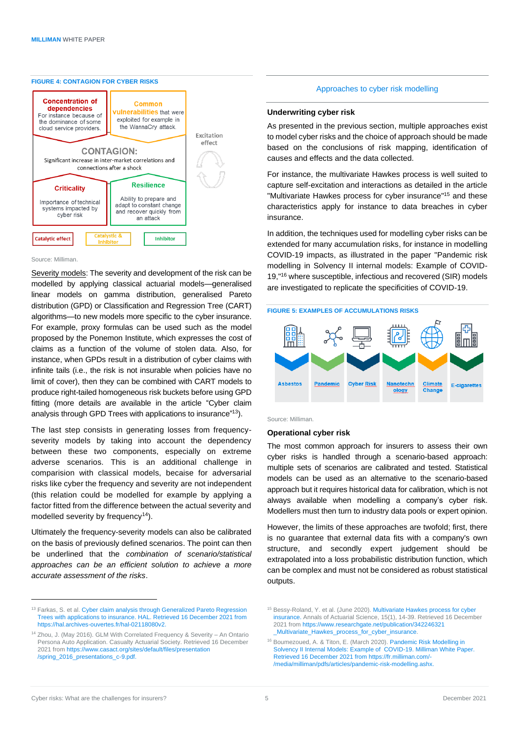**FIGURE 4: CONTAGION FOR CYBER RISKS**

**Concentration of dependencies**
For instance because of the dominance of some cloud service providers.

**Common vulnerabilities** that were exploited for example in the WannaCry attack.

**CONTAGION:**
Significant increase in inter-market correlations and connections after a shock

Excitation effect

**Criticality**
Importance of technical systems impacted by cyber risk

**Resilience**
Ability to prepare and adapt to constant change and recover quickly from an attack

Catalytic effect | Catalytic & Inhibitor | Inhibitor

Source: Milliman.

Severity models: The severity and development of the risk can be modelled by applying classical actuarial models—generalised linear models on gamma distribution, generalised Pareto distribution (GPD) or Classification and Regression Tree (CART) algorithms—to new models more specific to the cyber insurance. For example, proxy formulas can be used such as the model proposed by the Ponemon Institute, which expresses the cost of claims as a function of the volume of stolen data. Also, for instance, when GPDs result in a distribution of cyber claims with infinite tails (i.e., the risk is not insurable when policies have no limit of cover), then they can be combined with CART models to produce right-tailed homogeneous risk buckets before using GPD fitting (more details are available in the article "Cyber claim analysis through GPD Trees with applications to insurance"[13]).

The last step consists in generating losses from frequency-severity models by taking into account the dependency between these two components, especially on extreme adverse scenarios. This is an additional challenge in comparision with classical models, becaise for adversarial risks like cyber the frequency and severity are not independent (this relation could be modelled for example by applying a factor fitted from the difference between the actual severity and modelled severity by frequency[14]).

Ultimately the frequency-severity models can also be calibrated on the basis of previously defined scenarios. The point can then be underlined that the *combination of scenario/statistical approaches can be an efficient solution to achieve a more accurate assessment of the risks*.

## Approaches to cyber risk modelling

### Underwriting cyber risk

As presented in the previous section, multiple approaches exist to model cyber risks and the choice of approach should be made based on the conclusions of risk mapping, identification of causes and effects and the data collected.

For instance, the multivariate Hawkes process is well suited to capture self-excitation and interactions as detailed in the article "Multivariate Hawkes process for cyber insurance"[15] and these characteristics apply for instance to data breaches in cyber insurance.

In addition, the techniques used for modelling cyber risks can be extended for many accumulation risks, for instance in modelling COVID-19 impacts, as illustrated in the paper "Pandemic risk modelling in Solvency II internal models: Example of COVID-19,"[16] where susceptible, infectious and recovered (SIR) models are investigated to replicate the specificities of COVID-19.

**FIGURE 5: EXAMPLES OF ACCUMULATIONS RISKS**

Asbestos | Pandemic | Cyber Risk | Nanotechnology | Climate Change | E-cigarettes

Source: Milliman.

### Operational cyber risk

The most common approach for insurers to assess their own cyber risks is handled through a scenario-based approach: multiple sets of scenarios are calibrated and tested. Statistical models can be used as an alternative to the scenario-based approach but it requires historical data for calibration, which is not always available when modelling a company's cyber risk. Modellers must then turn to industry data pools or expert opinion.

However, the limits of these approaches are twofold; first, there is no guarantee that external data fits with a company's own structure, and secondly expert judgement should be extrapolated into a loss probabilistic distribution function, which can be complex and must not be considered as robust statistical outputs.

---

[13] Farkas, S. et al. Cyber claim analysis through Generalized Pareto Regression Trees with applications to insurance. HAL. Retrieved 16 December 2021 from https://hal.archives-ouvertes.fr/hal-02118080v2.

[14] Zhou, J. (May 2016). GLM With Correlated Frequency & Severity – An Ontario Persona Auto Application. Casualty Actuarial Society. Retrieved 16 December 2021 from https://www.casact.org/sites/default/files/presentation/spring_2016_presentations_c-9.pdf.

[15] Bessy-Roland, Y. et al. (June 2020). Multivariate Hawkes process for cyber insurance. Annals of Actuarial Science, 15(1), 14-39. Retrieved 16 December 2021 from https://www.researchgate.net/publication/342246321_Multivariate_Hawkes_process_for_cyber_insurance.

[16] Boumezoued, A. & Titon, E. (March 2020). Pandemic Risk Modelling in Solvency II Internal Models: Example of COVID-19. Milliman White Paper. Retrieved 16 December 2021 from https://fr.milliman.com/-/media/milliman/pdfs/articles/pandemic-risk-modelling.ashx.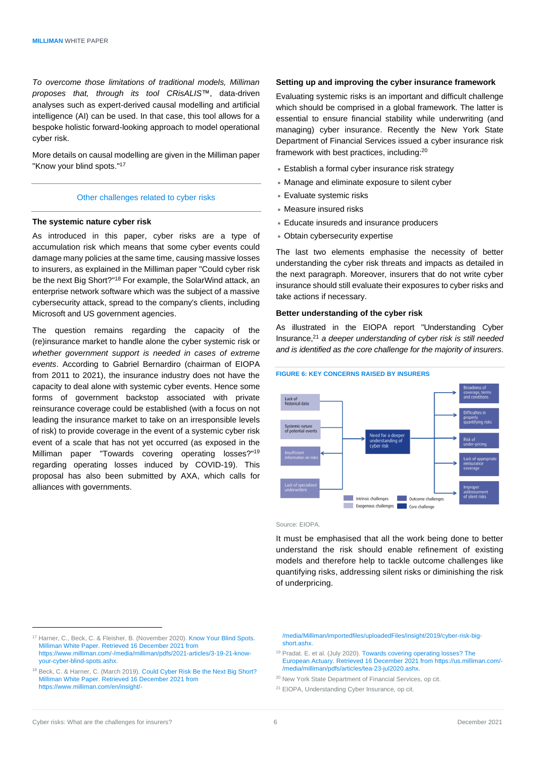*To overcome those limitations of traditional models, Milliman proposes that, through its tool CRisALIS™*, data-driven analyses such as expert-derived causal modelling and artificial intelligence (AI) can be used. In that case, this tool allows for a bespoke holistic forward-looking approach to model operational cyber risk.

More details on causal modelling are given in the Milliman paper "Know your blind spots."[17]

## Other challenges related to cyber risks

### The systemic nature cyber risk

As introduced in this paper, cyber risks are a type of accumulation risk which means that some cyber events could damage many policies at the same time, causing massive losses to insurers, as explained in the Milliman paper "Could cyber risk be the next Big Short?"[18] For example, the SolarWind attack, an enterprise network software which was the subject of a massive cybersecurity attack, spread to the company's clients, including Microsoft and US government agencies.

The question remains regarding the capacity of the (re)insurance market to handle alone the cyber systemic risk or *whether government support is needed in cases of extreme events*. According to Gabriel Bernardiro (chairman of EIOPA from 2011 to 2021), the insurance industry does not have the capacity to deal alone with systemic cyber events. Hence some forms of government backstop associated with private reinsurance coverage could be established (with a focus on not leading the insurance market to take on an irresponsible levels of risk) to provide coverage in the event of a systemic cyber risk event of a scale that has not yet occurred (as exposed in the Milliman paper "Towards covering operating losses?"[19] regarding operating losses induced by COVID-19). This proposal has also been submitted by AXA, which calls for alliances with governments.

### Setting up and improving the cyber insurance framework

Evaluating systemic risks is an important and difficult challenge which should be comprised in a global framework. The latter is essential to ensure financial stability while underwriting (and managing) cyber insurance. Recently the New York State Department of Financial Services issued a cyber insurance risk framework with best practices, including:[20]

- Establish a formal cyber insurance risk strategy
- Manage and eliminate exposure to silent cyber
- Evaluate systemic risks
- Measure insured risks
- Educate insureds and insurance producers
- Obtain cybersecurity expertise

The last two elements emphasise the necessity of better understanding the cyber risk threats and impacts as detailed in the next paragraph. Moreover, insurers that do not write cyber insurance should still evaluate their exposures to cyber risks and take actions if necessary.

### Better understanding of the cyber risk

As illustrated in the EIOPA report "Understanding Cyber Insurance,[21] *a deeper understanding of cyber risk is still needed and is identified as the core challenge for the majority of insurers*.

**FIGURE 6: KEY CONCERNS RAISED BY INSURERS**

Intrinsic challenges: Lack of historical data; Systemic nature of potential events
Exogenous challenges: Insufficient information on risks; Lack of specialized underwriters
Core challenge: Need for a deeper understanding of cyber risk
Outcome challenges: Broadness of coverage, terms and conditions; Difficulties in properly quantifying risks; Risk of under-pricing; Lack of appropriate reinsurance coverage; Improper addressement of silent risks

Source: EIOPA.

It must be emphasised that all the work being done to better understand the risk should enable refinement of existing models and therefore help to tackle outcome challenges like quantifying risks, addressing silent risks or diminishing the risk of underpricing.

---

[17] Harner, C., Beck, C. & Fleisher, B. (November 2020). Know Your Blind Spots. Milliman White Paper. Retrieved 16 December 2021 from https://www.milliman.com/-/media/milliman/pdfs/2021-articles/3-19-21-know-your-cyber-blind-spots.ashx.

[18] Beck, C. & Harner, C. (March 2019). Could Cyber Risk Be the Next Big Short? Milliman White Paper. Retrieved 16 December 2021 from https://www.milliman.com/en/insight/-/media/Milliman/importedfiles/uploadedFiles/insight/2019/cyber-risk-big-short.ashx.

[19] Pradat. E. et al. (July 2020). Towards covering operating losses? The European Actuary. Retrieved 16 December 2021 from https://us.milliman.com/-/media/milliman/pdfs/articles/tea-23-jul2020.ashx.

[20] New York State Department of Financial Services, op cit.

[21] EIOPA, Understanding Cyber Insurance, op cit.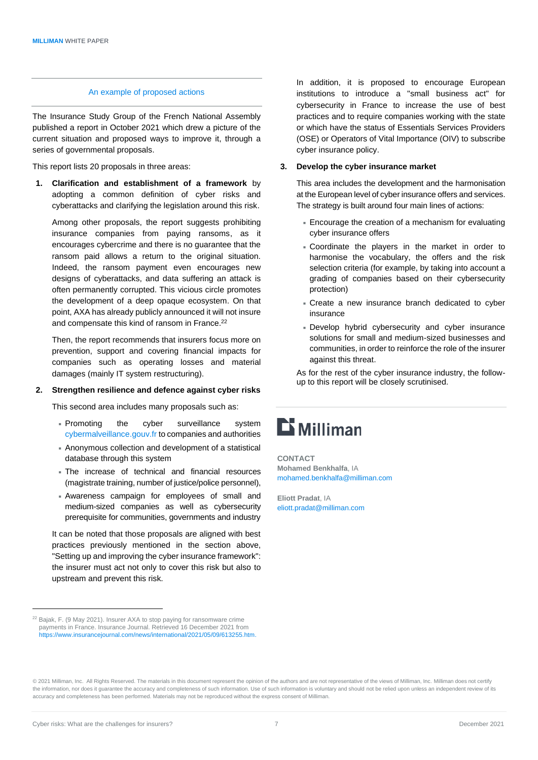## An example of proposed actions

The Insurance Study Group of the French National Assembly published a report in October 2021 which drew a picture of the current situation and proposed ways to improve it, through a series of governmental proposals.

This report lists 20 proposals in three areas:

1. **Clarification and establishment of a framework** by adopting a common definition of cyber risks and cyberattacks and clarifying the legislation around this risk.

   Among other proposals, the report suggests prohibiting insurance companies from paying ransoms, as it encourages cybercrime and there is no guarantee that the ransom paid allows a return to the original situation. Indeed, the ransom payment even encourages new designs of cyberattacks, and data suffering an attack is often permanently corrupted. This vicious circle promotes the development of a deep opaque ecosystem. On that point, AXA has already publicly announced it will not insure and compensate this kind of ransom in France.[22]

   Then, the report recommends that insurers focus more on prevention, support and covering financial impacts for companies such as operating losses and material damages (mainly IT system restructuring).

2. **Strengthen resilience and defence against cyber risks**

   This second area includes many proposals such as:

   - Promoting the cyber surveillance system cybermalveillance.gouv.fr to companies and authorities
   - Anonymous collection and development of a statistical database through this system
   - The increase of technical and financial resources (magistrate training, number of justice/police personnel),
   - Awareness campaign for employees of small and medium-sized companies as well as cybersecurity prerequisite for communities, governments and industry

   It can be noted that those proposals are aligned with best practices previously mentioned in the section above, "Setting up and improving the cyber insurance framework": the insurer must act not only to cover this risk but also to upstream and prevent this risk.

   In addition, it is proposed to encourage European institutions to introduce a "small business act" for cybersecurity in France to increase the use of best practices and to require companies working with the state or which have the status of Essentials Services Providers (OSE) or Operators of Vital Importance (OIV) to subscribe cyber insurance policy.

3. **Develop the cyber insurance market**

   This area includes the development and the harmonisation at the European level of cyber insurance offers and services. The strategy is built around four main lines of actions:

   - Encourage the creation of a mechanism for evaluating cyber insurance offers
   - Coordinate the players in the market in order to harmonise the vocabulary, the offers and the risk selection criteria (for example, by taking into account a grading of companies based on their cybersecurity protection)
   - Create a new insurance branch dedicated to cyber insurance
   - Develop hybrid cybersecurity and cyber insurance solutions for small and medium-sized businesses and communities, in order to reinforce the role of the insurer against this threat.

   As for the rest of the cyber insurance industry, the follow-up to this report will be closely scrutinised.

Milliman

**CONTACT**

**Mohamed Benkhalfa**, IA
mohamed.benkhalfa@milliman.com

**Eliott Pradat**, IA
eliott.pradat@milliman.com

[22] Bajak, F. (9 May 2021). Insurer AXA to stop paying for ransomware crime payments in France. Insurance Journal. Retrieved 16 December 2021 from https://www.insurancejournal.com/news/international/2021/05/09/613255.htm.

© 2021 Milliman, Inc. All Rights Reserved. The materials in this document represent the opinion of the authors and are not representative of the views of Milliman, Inc. Milliman does not certify the information, nor does it guarantee the accuracy and completeness of such information. Use of such information is voluntary and should not be relied upon unless an independent review of its accuracy and completeness has been performed. Materials may not be reproduced without the express consent of Milliman.